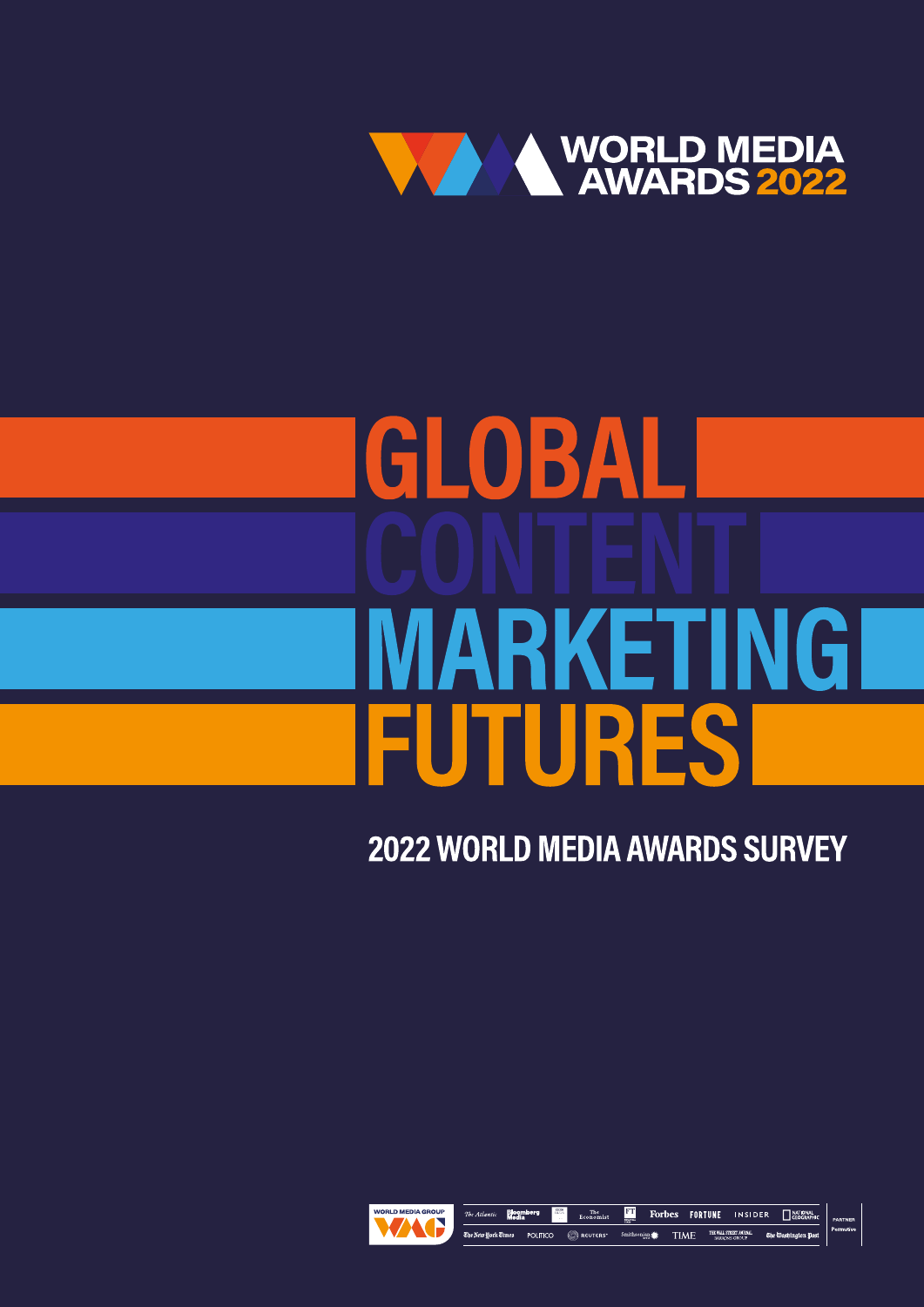WORLD MEDIA AWARDS 2022

# GLOBAL CONTENT MARKETING FUTURES

## 2022 WORLD MEDIA AWARDS SURVEY

WORLD MEDIA GROUP

The Atlantic · Bloomberg Media · The Economist · FT · Forbes · FORTUNE · INSIDER · NATIONAL GEOGRAPHIC · The New York Times · POLITICO · REUTERS · Smithsonian · TIME · THE WALL STREET JOURNAL. BARRON'S GROUP · The Washington Post

PARTNER Permutive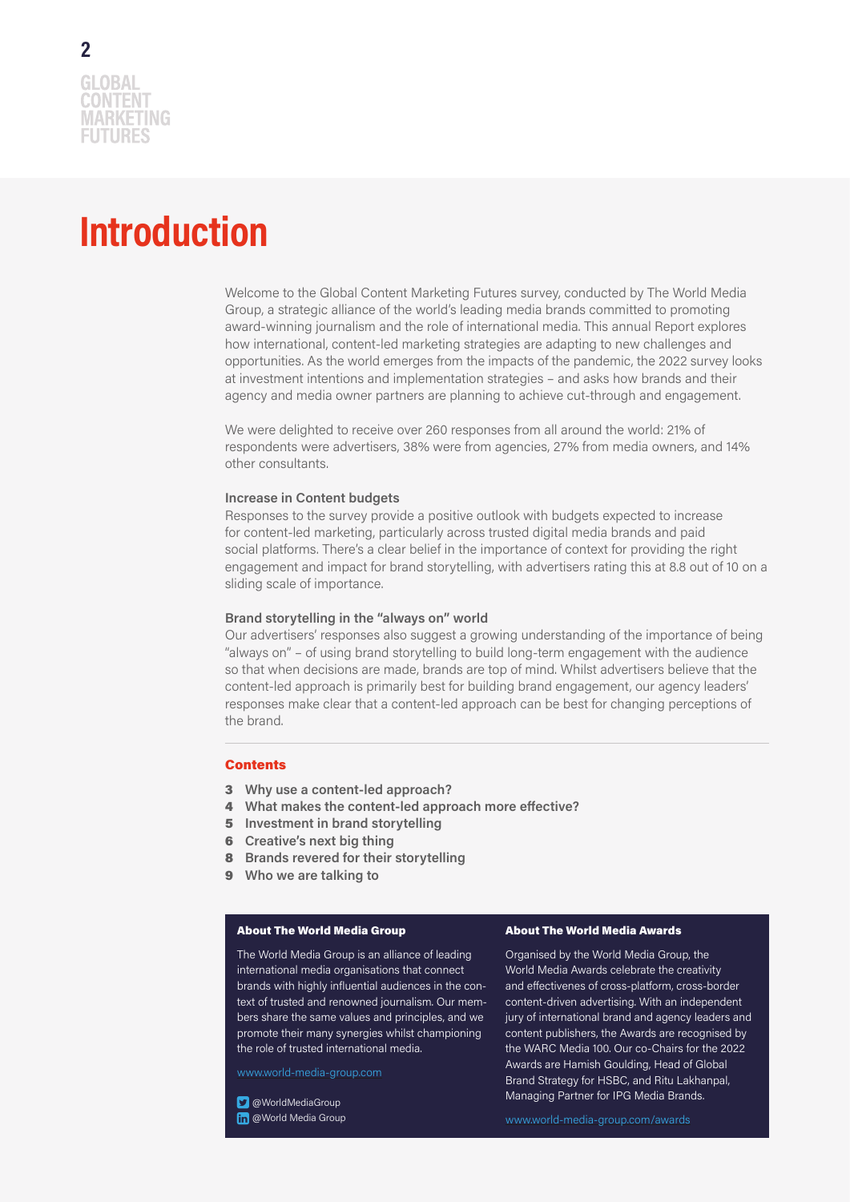// Introduction

Welcome to the Global Content Marketing Futures survey, conducted by The World Media Group, a strategic alliance of the world's leading media brands committed to promoting award-winning journalism and the role of international media. This annual Report explores how international, content-led marketing strategies are adapting to new challenges and opportunities. As the world emerges from the impacts of the pandemic, the 2022 survey looks at investment intentions and implementation strategies – and asks how brands and their agency and media owner partners are planning to achieve cut-through and engagement.

We were delighted to receive over 260 responses from all around the world: 21% of respondents were advertisers, 38% were from agencies, 27% from media owners, and 14% other consultants.

### Increase in Content budgets

Responses to the survey provide a positive outlook with budgets expected to increase for content-led marketing, particularly across trusted digital media brands and paid social platforms. There's a clear belief in the importance of context for providing the right engagement and impact for brand storytelling, with advertisers rating this at 8.8 out of 10 on a sliding scale of importance.

### Brand storytelling in the "always on" world

Our advertisers' responses also suggest a growing understanding of the importance of being "always on" – of using brand storytelling to build long-term engagement with the audience so that when decisions are made, brands are top of mind. Whilst advertisers believe that the content-led approach is primarily best for building brand engagement, our agency leaders' responses make clear that a content-led approach can be best for changing perceptions of the brand.

### Contents

- **3** Why use a content-led approach?
- **4** What makes the content-led approach more effective?
- **5** Investment in brand storytelling
- **6** Creative's next big thing
- **8** Brands revered for their storytelling
- **9** Who we are talking to

#### About The World Media Group

The World Media Group is an alliance of leading international media organisations that connect brands with highly influential audiences in the context of trusted and renowned journalism. Our members share the same values and principles, and we promote their many synergies whilst championing the role of trusted international media.

www.world-media-group.com

@WorldMediaGroup
@World Media Group

#### About The World Media Awards

Organised by the World Media Group, the World Media Awards celebrate the creativity and effectivenes of cross-platform, cross-border content-driven advertising. With an independent jury of international brand and agency leaders and content publishers, the Awards are recognised by the WARC Media 100. Our co-Chairs for the 2022 Awards are Hamish Goulding, Head of Global Brand Strategy for HSBC, and Ritu Lakhanpal, Managing Partner for IPG Media Brands.

www.world-media-group.com/awards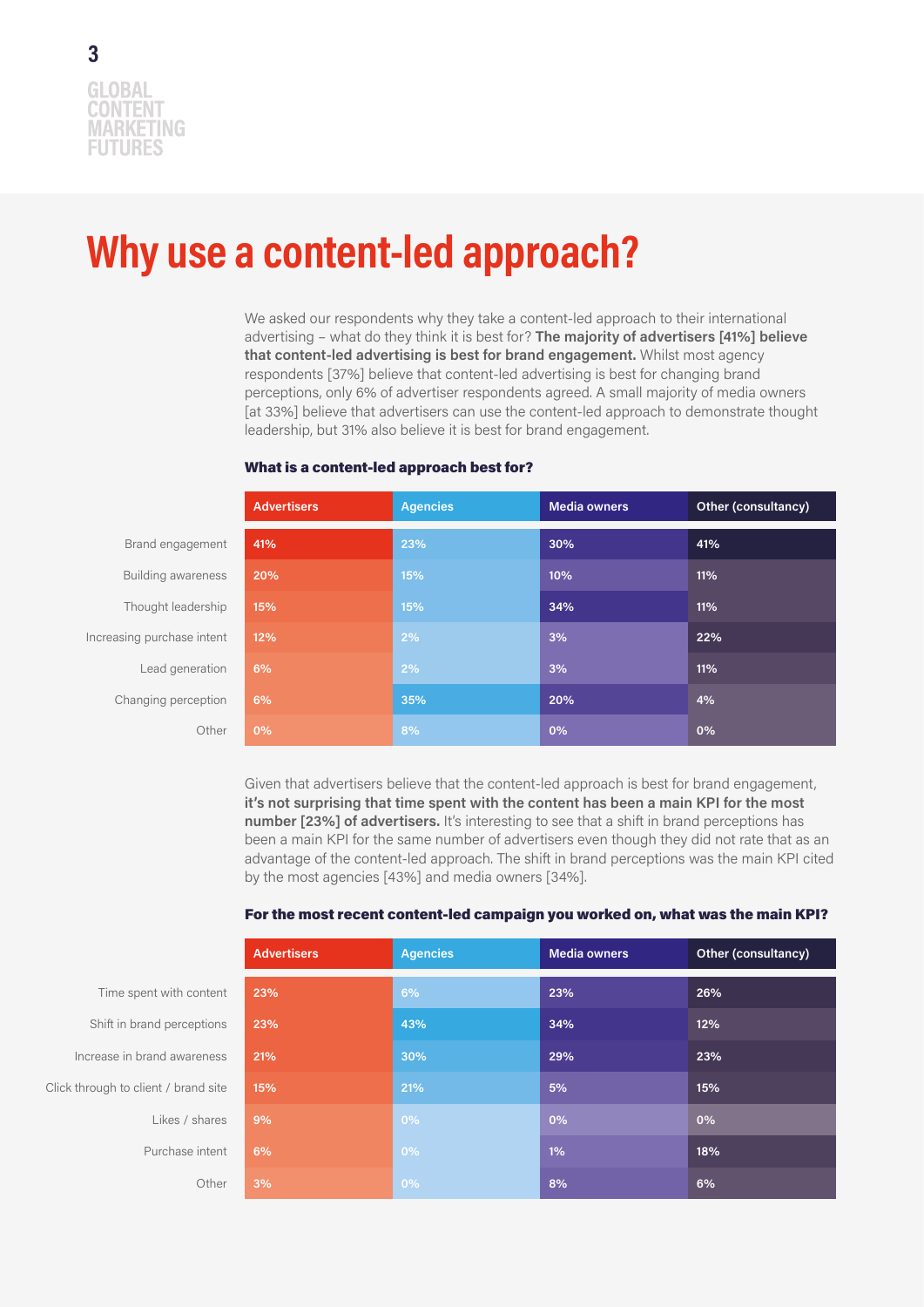# Why use a content-led approach?

We asked our respondents why they take a content-led approach to their international advertising – what do they think it is best for? **The majority of advertisers [41%] believe that content-led advertising is best for brand engagement.** Whilst most agency respondents [37%] believe that content-led advertising is best for changing brand perceptions, only 6% of advertiser respondents agreed. A small majority of media owners [at 33%] believe that advertisers can use the content-led approach to demonstrate thought leadership, but 31% also believe it is best for brand engagement.

### What is a content-led approach best for?

| | Advertisers | Agencies | Media owners | Other (consultancy) |
|---|---|---|---|---|
| Brand engagement | 41% | 23% | 30% | 41% |
| Building awareness | 20% | 15% | 10% | 11% |
| Thought leadership | 15% | 15% | 34% | 11% |
| Increasing purchase intent | 12% | 2% | 3% | 22% |
| Lead generation | 6% | 2% | 3% | 11% |
| Changing perception | 6% | 35% | 20% | 4% |
| Other | 0% | 8% | 0% | 0% |

Given that advertisers believe that the content-led approach is best for brand engagement, **it's not surprising that time spent with the content has been a main KPI for the most number [23%] of advertisers.** It's interesting to see that a shift in brand perceptions has been a main KPI for the same number of advertisers even though they did not rate that as an advantage of the content-led approach. The shift in brand perceptions was the main KPI cited by the most agencies [43%] and media owners [34%].

### For the most recent content-led campaign you worked on, what was the main KPI?

| | Advertisers | Agencies | Media owners | Other (consultancy) |
|---|---|---|---|---|
| Time spent with content | 23% | 6% | 23% | 26% |
| Shift in brand perceptions | 23% | 43% | 34% | 12% |
| Increase in brand awareness | 21% | 30% | 29% | 23% |
| Click through to client / brand site | 15% | 21% | 5% | 15% |
| Likes / shares | 9% | 0% | 0% | 0% |
| Purchase intent | 6% | 0% | 1% | 18% |
| Other | 3% | 0% | 8% | 6% |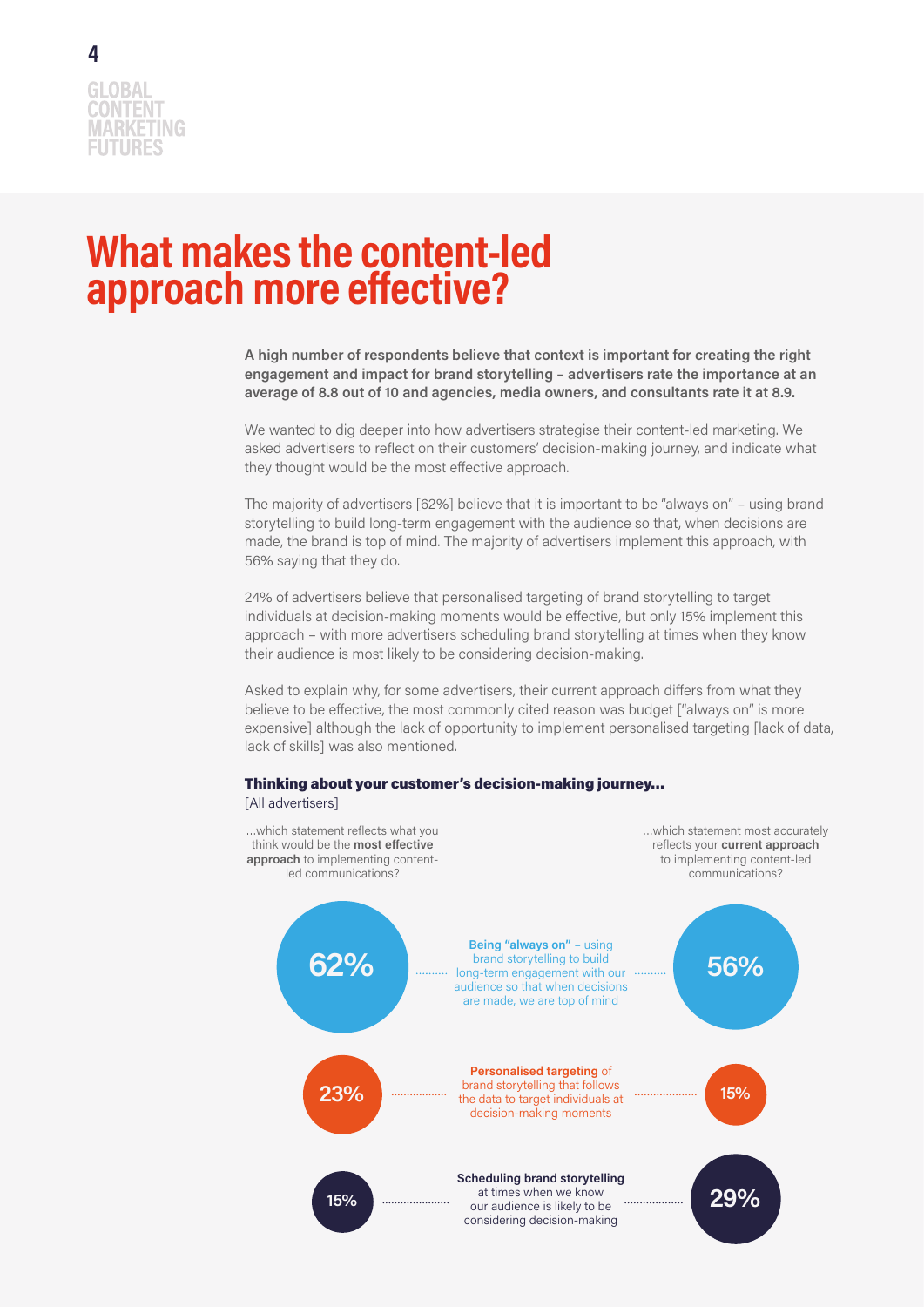# What makes the content-led approach more effective?

**A high number of respondents believe that context is important for creating the right engagement and impact for brand storytelling – advertisers rate the importance at an average of 8.8 out of 10 and agencies, media owners, and consultants rate it at 8.9.**

We wanted to dig deeper into how advertisers strategise their content-led marketing. We asked advertisers to reflect on their customers' decision-making journey, and indicate what they thought would be the most effective approach.

The majority of advertisers [62%] believe that it is important to be "always on" – using brand storytelling to build long-term engagement with the audience so that, when decisions are made, the brand is top of mind. The majority of advertisers implement this approach, with 56% saying that they do.

24% of advertisers believe that personalised targeting of brand storytelling to target individuals at decision-making moments would be effective, but only 15% implement this approach – with more advertisers scheduling brand storytelling at times when they know their audience is most likely to be considering decision-making.

Asked to explain why, for some advertisers, their current approach differs from what they believe to be effective, the most commonly cited reason was budget ["always on" is more expensive] although the lack of opportunity to implement personalised targeting [lack of data, lack of skills] was also mentioned.

#### Thinking about your customer's decision-making journey...

[All advertisers]

| ...which statement reflects what you think would be the **most effective approach** to implementing content-led communications? | Approach | ...which statement most accurately reflects your **current approach** to implementing content-led communications? |
|---|---|---|
| 62% | **Being "always on"** – using brand storytelling to build long-term engagement with our audience so that when decisions are made, we are top of mind | 56% |
| 23% | **Personalised targeting** of brand storytelling that follows the data to target individuals at decision-making moments | 15% |
| 15% | **Scheduling brand storytelling** at times when we know our audience is likely to be considering decision-making | 29% |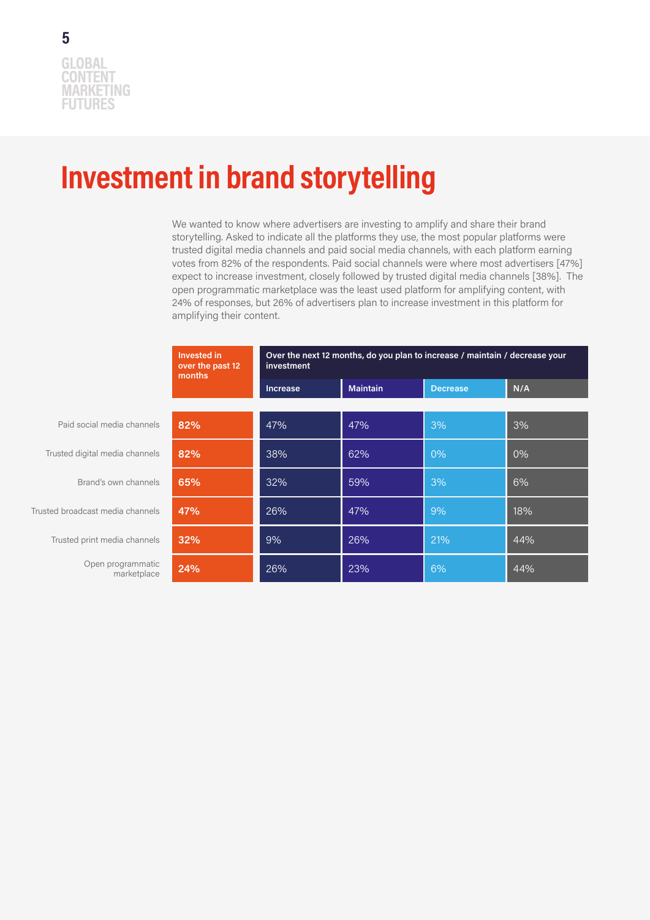# Investment in brand storytelling

We wanted to know where advertisers are investing to amplify and share their brand storytelling. Asked to indicate all the platforms they use, the most popular platforms were trusted digital media channels and paid social media channels, with each platform earning votes from 82% of the respondents. Paid social channels were where most advertisers [47%] expect to increase investment, closely followed by trusted digital media channels [38%]. The open programmatic marketplace was the least used platform for amplifying content, with 24% of responses, but 26% of advertisers plan to increase investment in this platform for amplifying their content.

| | Invested in over the past 12 months | Over the next 12 months, do you plan to increase / maintain / decrease your investment | | | |
|---|---|---|---|---|---|
| | | Increase | Maintain | Decrease | N/A |
| Paid social media channels | 82% | 47% | 47% | 3% | 3% |
| Trusted digital media channels | 82% | 38% | 62% | 0% | 0% |
| Brand's own channels | 65% | 32% | 59% | 3% | 6% |
| Trusted broadcast media channels | 47% | 26% | 47% | 9% | 18% |
| Trusted print media channels | 32% | 9% | 26% | 21% | 44% |
| Open programmatic marketplace | 24% | 26% | 23% | 6% | 44% |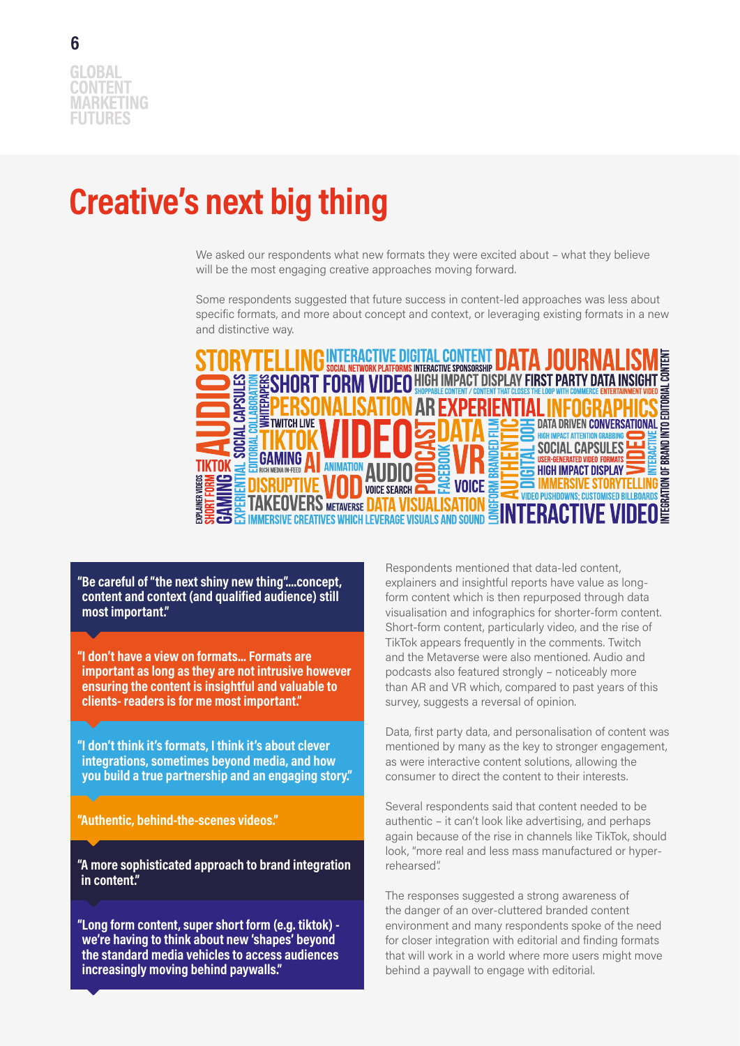# Creative's next big thing

We asked our respondents what new formats they were excited about – what they believe will be the most engaging creative approaches moving forward.

Some respondents suggested that future success in content-led approaches was less about specific formats, and more about concept and context, or leveraging existing formats in a new and distinctive way.

STORYTELLING INTERACTIVE DIGITAL CONTENT DATA JOURNALISM SOCIAL NETWORK PLATFORMS INTERACTIVE SPONSORSHIP SHORT FORM VIDEO HIGH IMPACT DISPLAY FIRST PARTY DATA INSIGHT SHOPPABLE CONTENT / CONTENT THAT CLOSES THE LOOP WITH COMMERCE ENTERTAINMENT VIDEO PERSONALISATION AR EXPERIENTIAL INFOGRAPHICS AUDIO SOCIAL CAPSULES WHITEPAPERS TWITCH LIVE VIDEO DATA DATA DRIVEN CONVERSATIONAL HIGH IMPACT ATTENTION GRABBING TIKTOK EDITORIAL COLLABORATION PODCAST VR SOCIAL CAPSULES USER-GENERATED VIDEO FORMATS GAMING AI RICH MEDIA IN-FEED ANIMATION AUDIO FACEBOOK BRANDED FILM AUTHENTIC DIGITAL OOH HIGH IMPACT DISPLAY VIDEO INTERACTIVE TIKTOK DISRUPTIVE VOD VOICE SEARCH VOICE IMMERSIVE STORYTELLING GAMING SHORT FORM EXPLAINER VIDEOS EXPERIENTIAL TAKEOVERS METAVERSE DATA VISUALISATION VIDEO PUSHDOWNS; CUSTOMISED BILLBOARDS IMMERSIVE CREATIVES WHICH LEVERAGE VISUALS AND SOUND LONGFORM INTERACTIVE VIDEO INTEGRATION OF BRAND INTO EDITORIAL CONTENT

**"Be careful of "the next shiny new thing"….concept, content and context (and qualified audience) still most important."**

**"I don't have a view on formats… Formats are important as long as they are not intrusive however ensuring the content is insightful and valuable to clients- readers is for me most important."**

**"I don't think it's formats, I think it's about clever integrations, sometimes beyond media, and how you build a true partnership and an engaging story."**

**"Authentic, behind-the-scenes videos."**

**"A more sophisticated approach to brand integration in content."**

**"Long form content, super short form (e.g. tiktok) - we're having to think about new 'shapes' beyond the standard media vehicles to access audiences increasingly moving behind paywalls."**

Respondents mentioned that data-led content, explainers and insightful reports have value as long-form content which is then repurposed through data visualisation and infographics for shorter-form content. Short-form content, particularly video, and the rise of TikTok appears frequently in the comments. Twitch and the Metaverse were also mentioned. Audio and podcasts also featured strongly – noticeably more than AR and VR which, compared to past years of this survey, suggests a reversal of opinion.

Data, first party data, and personalisation of content was mentioned by many as the key to stronger engagement, as were interactive content solutions, allowing the consumer to direct the content to their interests.

Several respondents said that content needed to be authentic – it can't look like advertising, and perhaps again because of the rise in channels like TikTok, should look, "more real and less mass manufactured or hyper-rehearsed".

The responses suggested a strong awareness of the danger of an over-cluttered branded content environment and many respondents spoke of the need for closer integration with editorial and finding formats that will work in a world where more users might move behind a paywall to engage with editorial.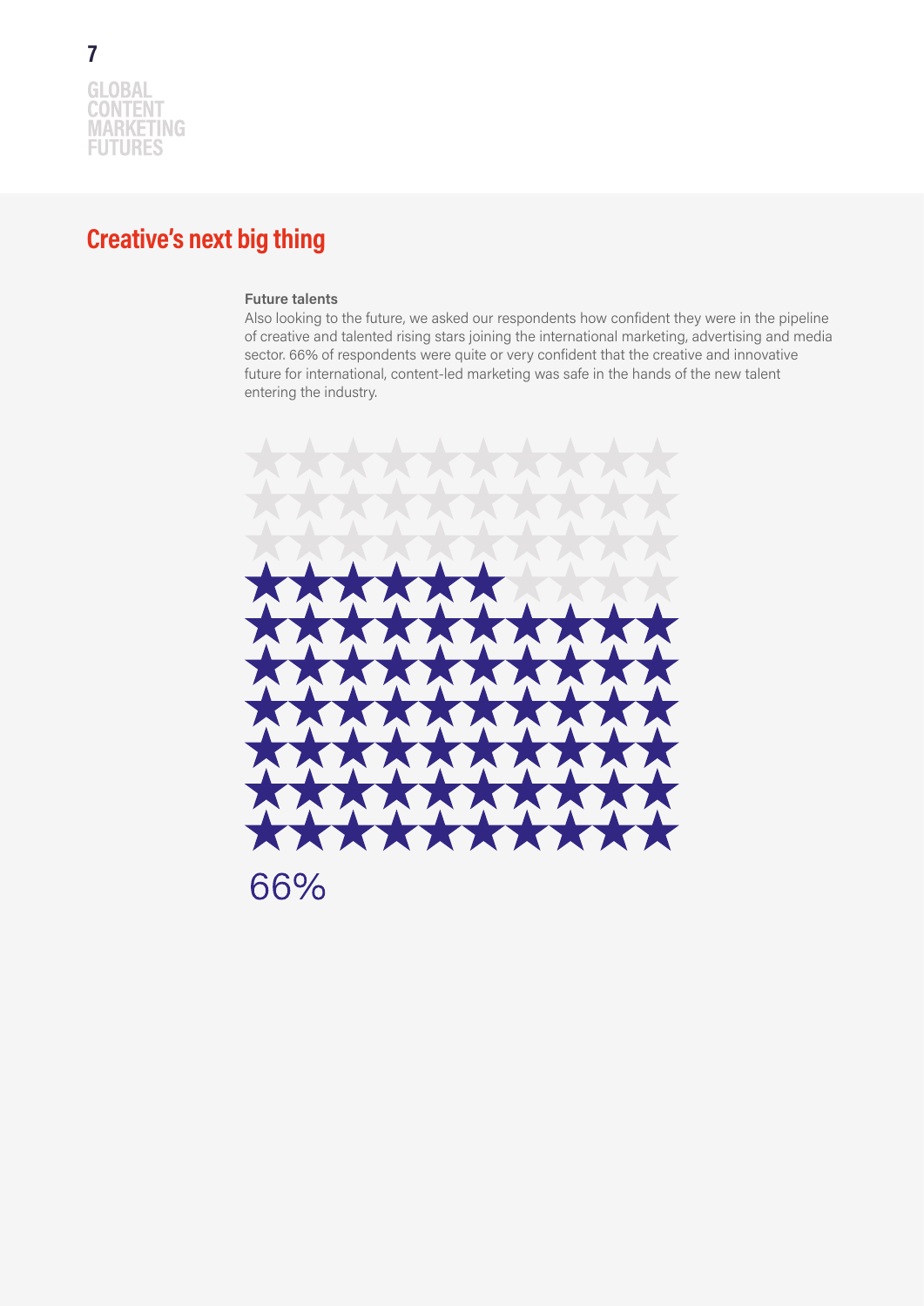## Creative's next big thing

**Future talents**

Also looking to the future, we asked our respondents how confident they were in the pipeline of creative and talented rising stars joining the international marketing, advertising and media sector. 66% of respondents were quite or very confident that the creative and innovative future for international, content-led marketing was safe in the hands of the new talent entering the industry.

66%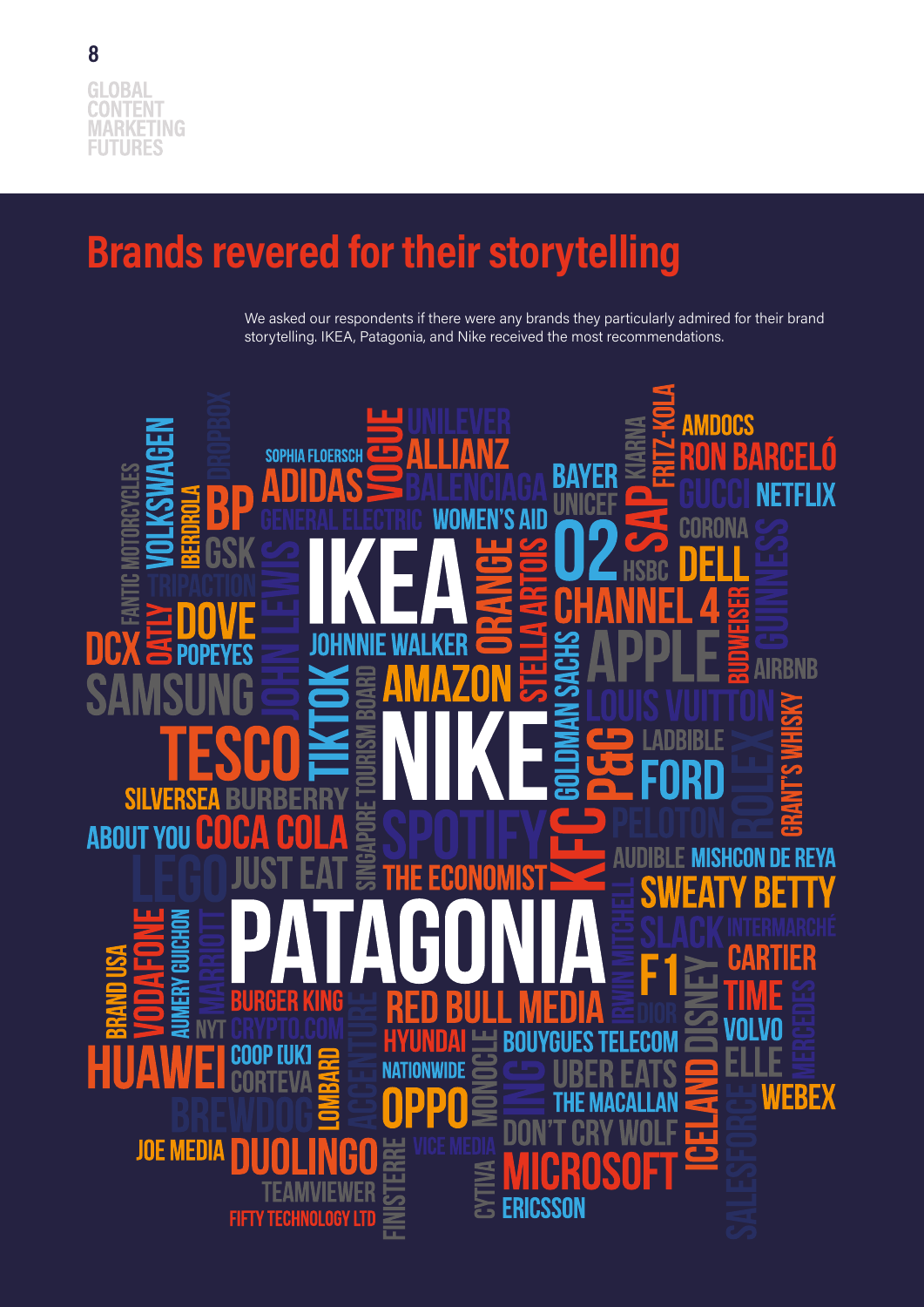# Brands revered for their storytelling

We asked our respondents if there were any brands they particularly admired for their brand storytelling. IKEA, Patagonia, and Nike received the most recommendations.

FANTIC MOTORCYCLES, VOLKSWAGEN, DROPBOX, IBERDROLA, BP, SOPHIA FLOERSCH, ADIDAS, VOGUE, UNILEVER, ALLIANZ, BALENCIAGA, BAYER, UNICEF, KIARNA, FRITZ-KOLA, AMDOCS, RON BARCELÓ, GUCCI, NETFLIX, GSK, GENERAL ELECTRIC, WOMEN'S AID, O2, SAP, HSBC, CORONA, DELL, GUINNESS, TRIPACTION, IKEA, JOHN LEWIS, ORANGE, STELLA ARTOIS, CHANNEL 4, BUDWEISER, DCX, OATLY, DOVE, POPEYES, JOHNNIE WALKER, GOLDMAN SACHS, APPLE, AIRBNB, SAMSUNG, TIKTOK, SINGAPORE TOURISM BOARD, AMAZON, LOUIS VUITTON, GRANT'S WHISKY, TESCO, NIKE, P&G, LADBIBLE, ROLEX, FORD, SILVERSEA, BURBERRY, SPOTIFY, PELOTON, ABOUT YOU, COCA COLA, KFC, LEGO, JUST EAT, THE ECONOMIST, AUDIBLE, MISHCON DE REYA, SWEATY BETTY, BRAND USA, VODAFONE, AUMERY GUICHON, MARRIOTT, PATAGONIA, IRWIN MITCHELL, SLACK, INTERMARCHÉ, CARTIER, F1, DISNEY, TIME, MERCEDES, BURGER KING, RED BULL MEDIA, DIOR, NYT, CRYPTO.COM, ACCENTURE, HYUNDAI, BOUYGUES TELECOM, VOLVO, HUAWEI, COOP [UK], CORTEVA, LOMBARD, NATIONWIDE, MONOCLE, ING, UBER EATS, ELLE, ICELAND, WEBEX, BREWDOG, OPPO, THE MACALLAN, SALESFORCE, JOE MEDIA, DUOLINGO, FINISTERRE, VICE MEDIA, DON'T CRY WOLF, TEAMVIEWER, CYTIVA, MICROSOFT, FIFTY TECHNOLOGY LTD, ERICSSON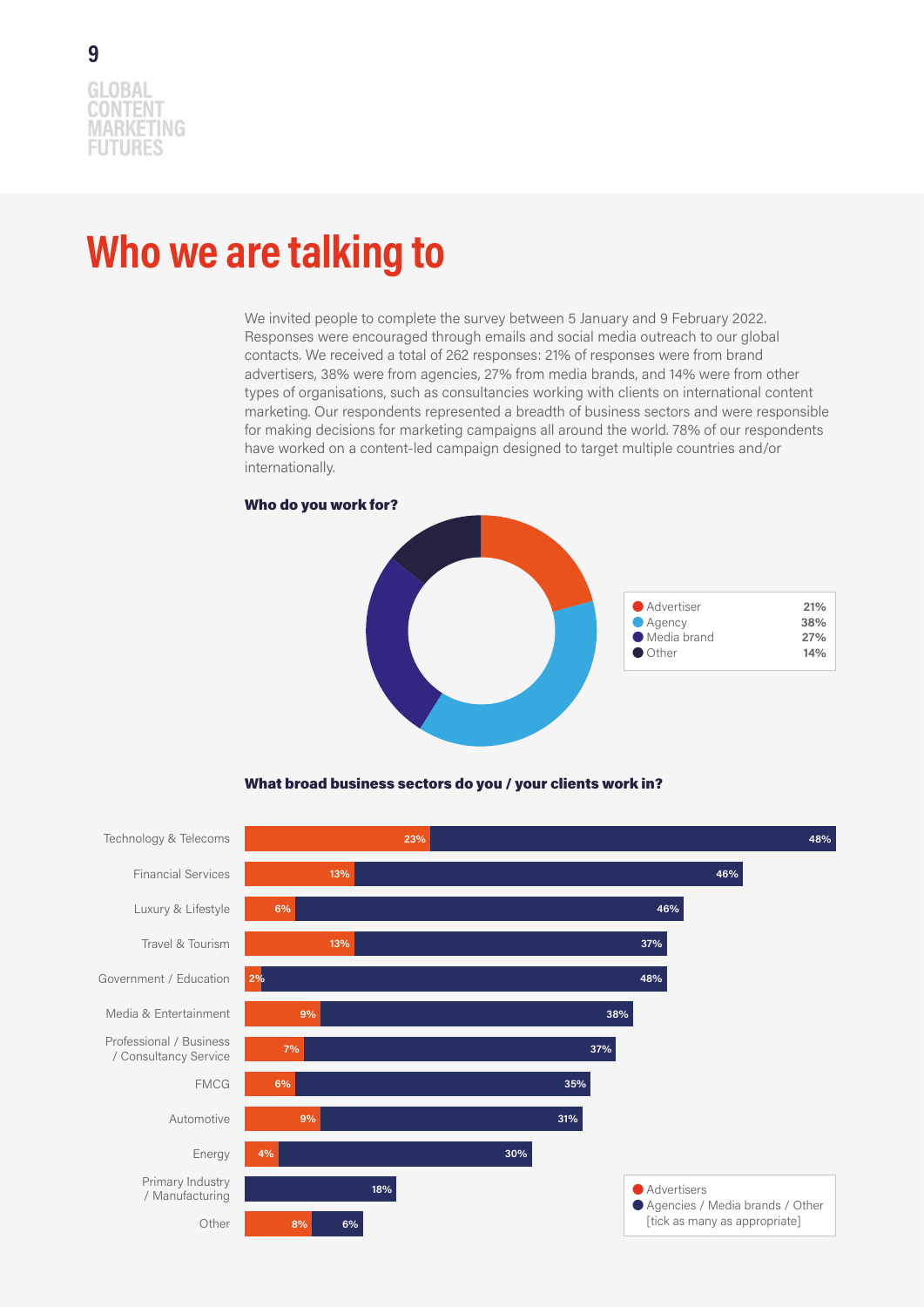# Who we are talking to

We invited people to complete the survey between 5 January and 9 February 2022. Responses were encouraged through emails and social media outreach to our global contacts. We received a total of 262 responses: 21% of responses were from brand advertisers, 38% were from agencies, 27% from media brands, and 14% were from other types of organisations, such as consultancies working with clients on international content marketing. Our respondents represented a breadth of business sectors and were responsible for making decisions for marketing campaigns all around the world. 78% of our respondents have worked on a content-led campaign designed to target multiple countries and/or internationally.

**Who do you work for?**

| | |
|---|---|
| Advertiser | 21% |
| Agency | 38% |
| Media brand | 27% |
| Other | 14% |

**What broad business sectors do you / your clients work in?**

| Sector | Advertisers | Agencies / Media brands / Other |
|---|---|---|
| Technology & Telecoms | 23% | 48% |
| Financial Services | 13% | 46% |
| Luxury & Lifestyle | 6% | 46% |
| Travel & Tourism | 13% | 37% |
| Government / Education | 2% | 48% |
| Media & Entertainment | 9% | 38% |
| Professional / Business / Consultancy Service | 7% | 37% |
| FMCG | 6% | 35% |
| Automotive | 9% | 31% |
| Energy | 4% | 30% |
| Primary Industry / Manufacturing | | 18% |
| Other | 8% | 6% |

[tick as many as appropriate]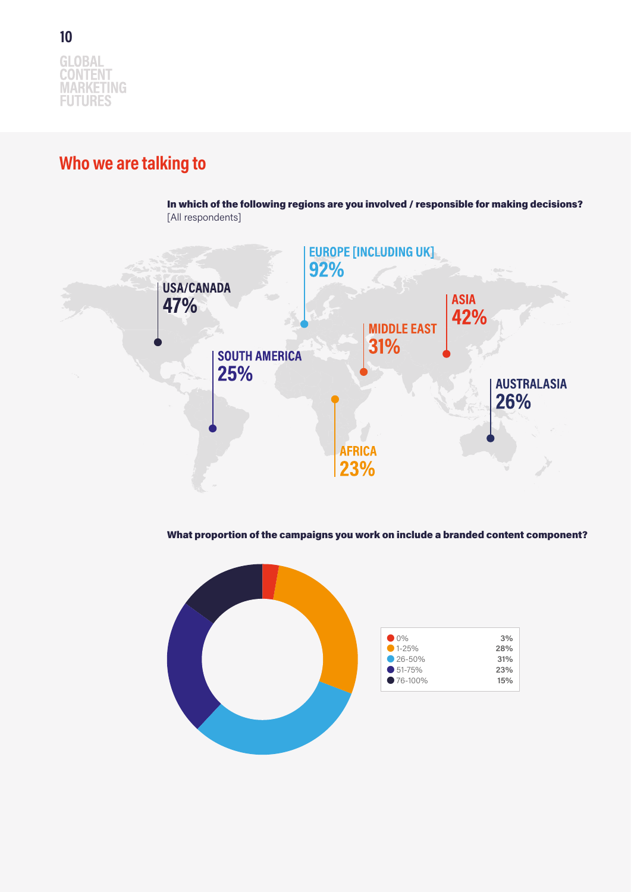## Who we are talking to

**In which of the following regions are you involved / responsible for making decisions?**
[All respondents]

EUROPE [INCLUDING UK]
92%

USA/CANADA
47%

ASIA
42%

MIDDLE EAST
31%

SOUTH AMERICA
25%

AUSTRALASIA
26%

AFRICA
23%

**What proportion of the campaigns you work on include a branded content component?**

0% 3%
1-25% 28%
26-50% 31%
51-75% 23%
76-100% 15%